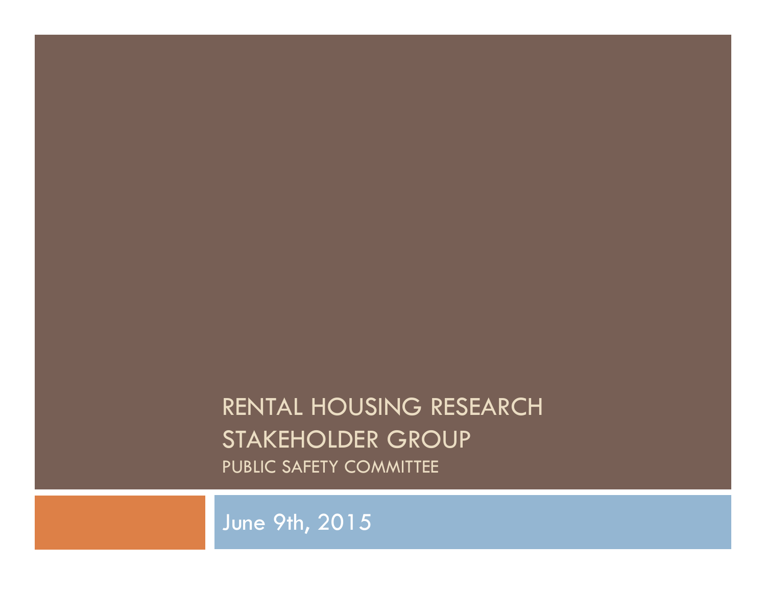# RENTAL HOUSING RESEARCH STAKEHOLDER GROUP

## PUBLIC SAFETY COMMITTEE

June 9th, 2015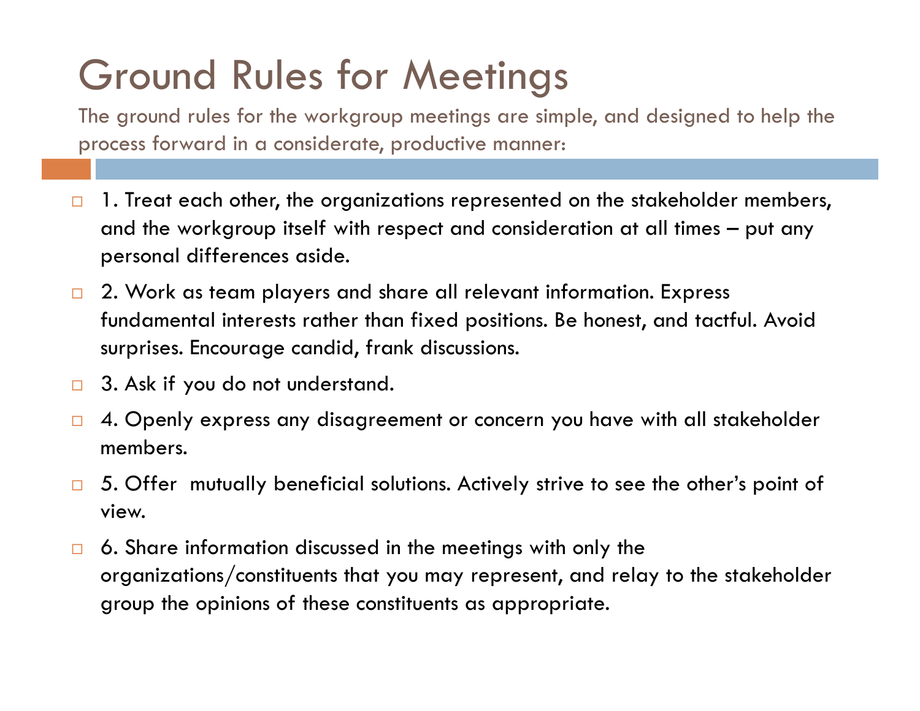# Ground Rules for Meetings

The ground rules for the workgroup meetings are simple, and designed to help the process forward in a considerate, productive manner:

- 1. Treat each other, the organizations represented on the stakeholder members, and the workgroup itself with respect and consideration at all times – put any personal differences aside.
- 2. Work as team players and share all relevant information. Express fundamental interests rather than fixed positions. Be honest, and tactful. Avoid surprises. Encourage candid, frank discussions.
- 3. Ask if you do not understand.
- 4. Openly express any disagreement or concern you have with all stakeholder members.
- 5. Offer mutually beneficial solutions. Actively strive to see the other's point of view.
- 6. Share information discussed in the meetings with only the organizations/constituents that you may represent, and relay to the stakeholder group the opinions of these constituents as appropriate.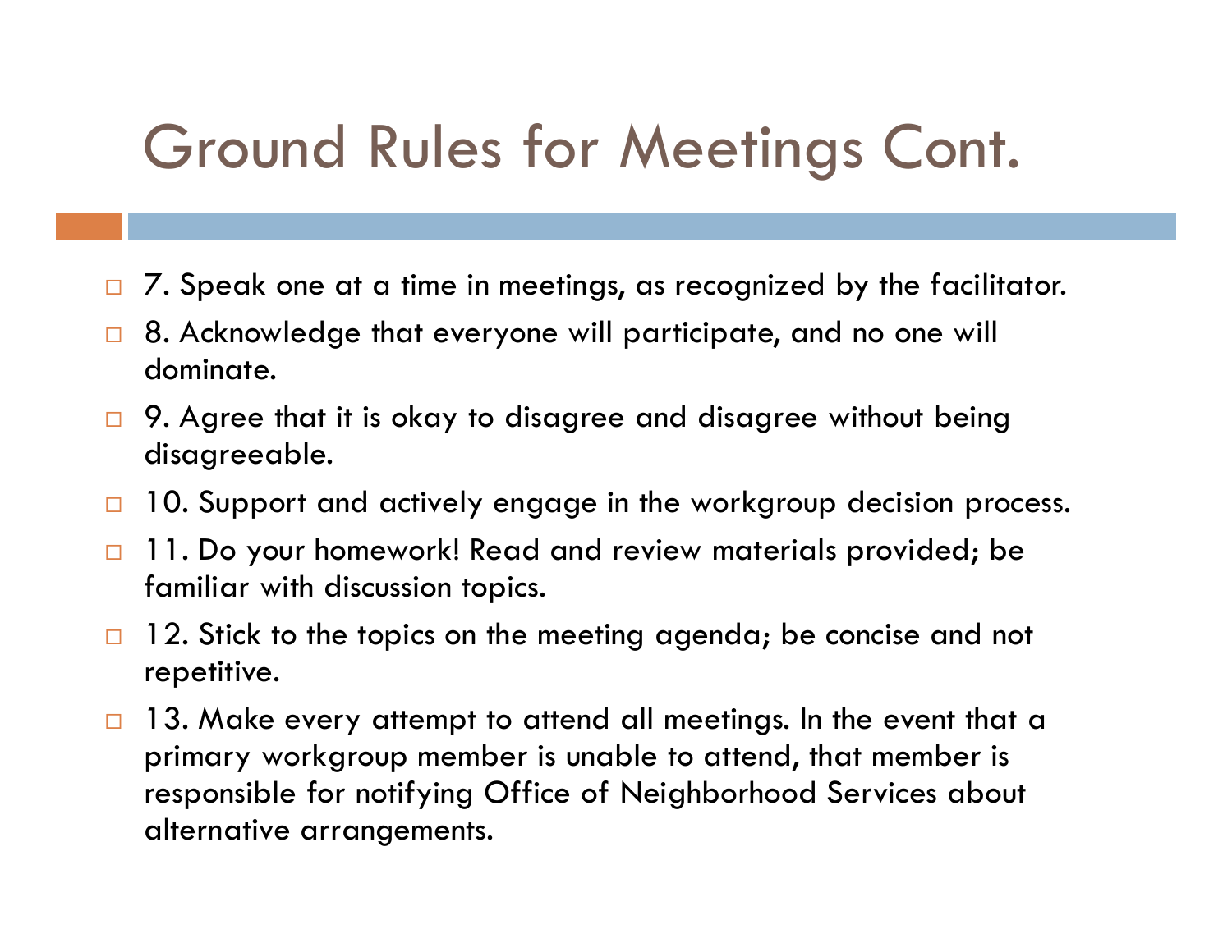# Ground Rules for Meetings Cont.

- 7. Speak one at a time in meetings, as recognized by the facilitator.
- 8. Acknowledge that everyone will participate, and no one will dominate.
- 9. Agree that it is okay to disagree and disagree without being disagreeable.
- 10. Support and actively engage in the workgroup decision process.
- 11. Do your homework! Read and review materials provided; be familiar with discussion topics.
- 12. Stick to the topics on the meeting agenda; be concise and not repetitive.
- 13. Make every attempt to attend all meetings. In the event that a primary workgroup member is unable to attend, that member is responsible for notifying Office of Neighborhood Services about alternative arrangements.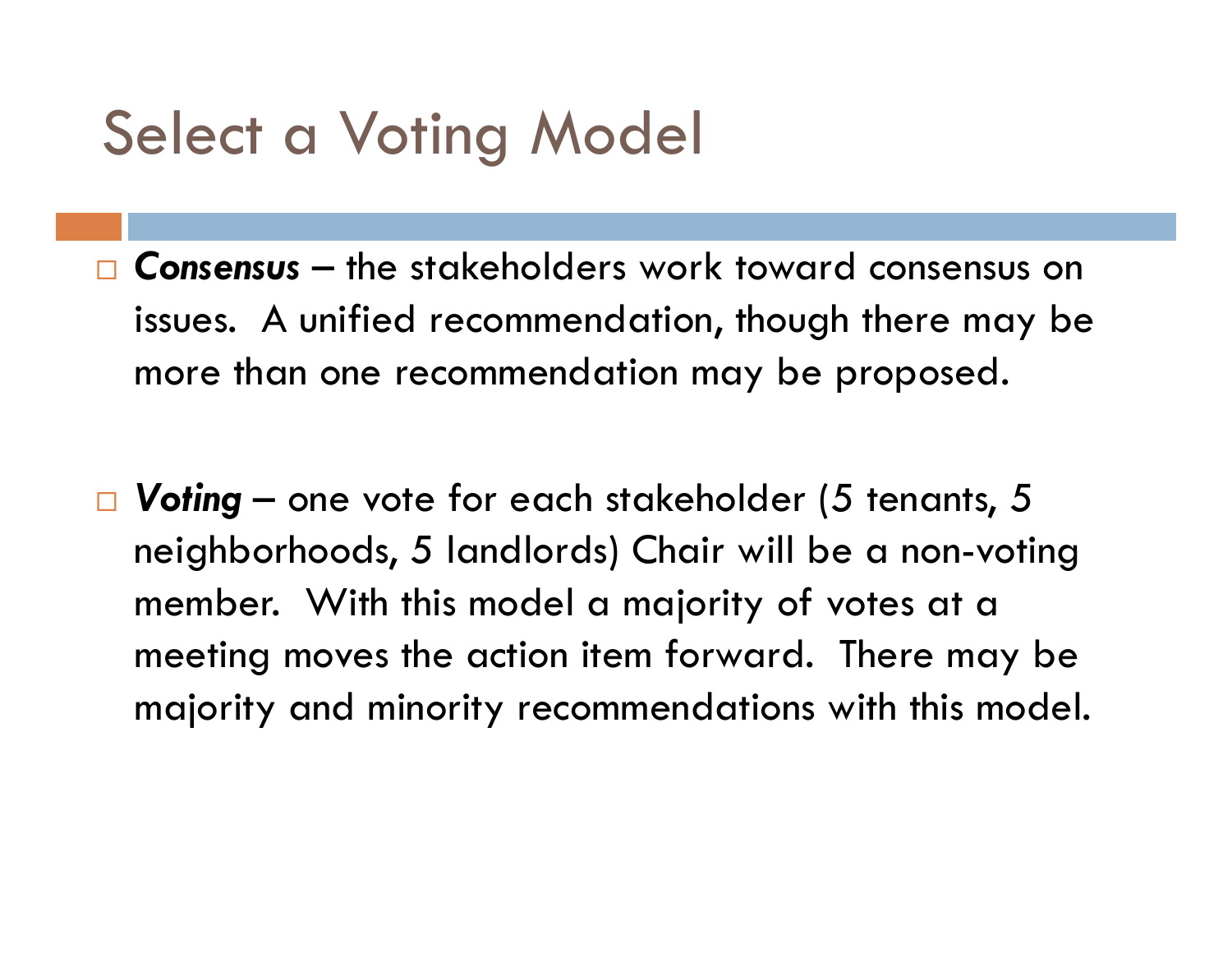# Select a Voting Model

- ***Consensus*** – the stakeholders work toward consensus on issues. A unified recommendation, though there may be more than one recommendation may be proposed.

- ***Voting*** – one vote for each stakeholder (5 tenants, 5 neighborhoods, 5 landlords) Chair will be a non-voting member. With this model a majority of votes at a meeting moves the action item forward. There may be majority and minority recommendations with this model.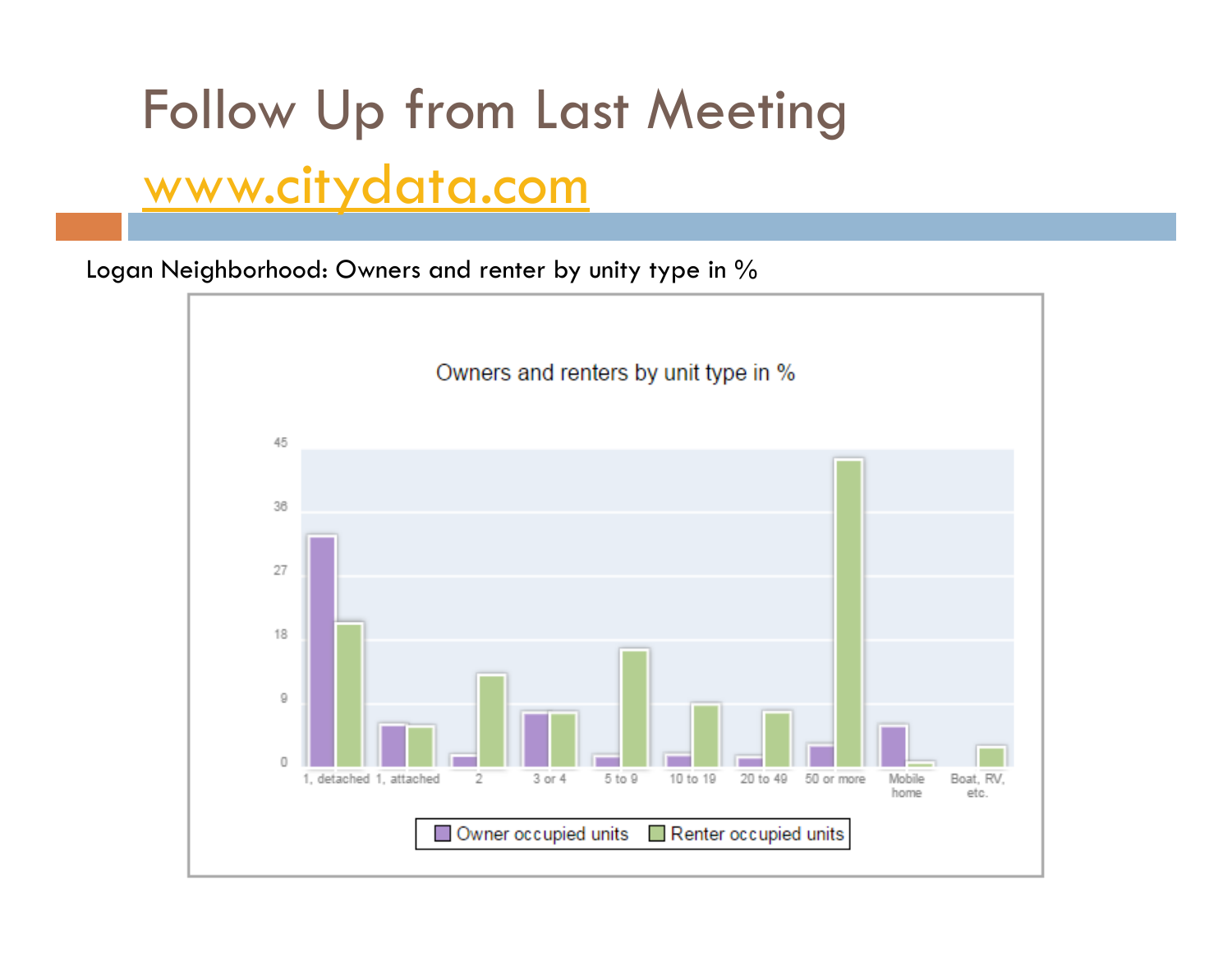# Follow Up from Last Meeting

## www.citydata.com

Logan Neighborhood: Owners and renter by unity type in %

Owners and renters by unit type in %

Owner occupied units | Renter occupied units

1, detached | 1, attached | 2 | 3 or 4 | 5 to 9 | 10 to 19 | 20 to 49 | 50 or more | Mobile home | Boat, RV, etc.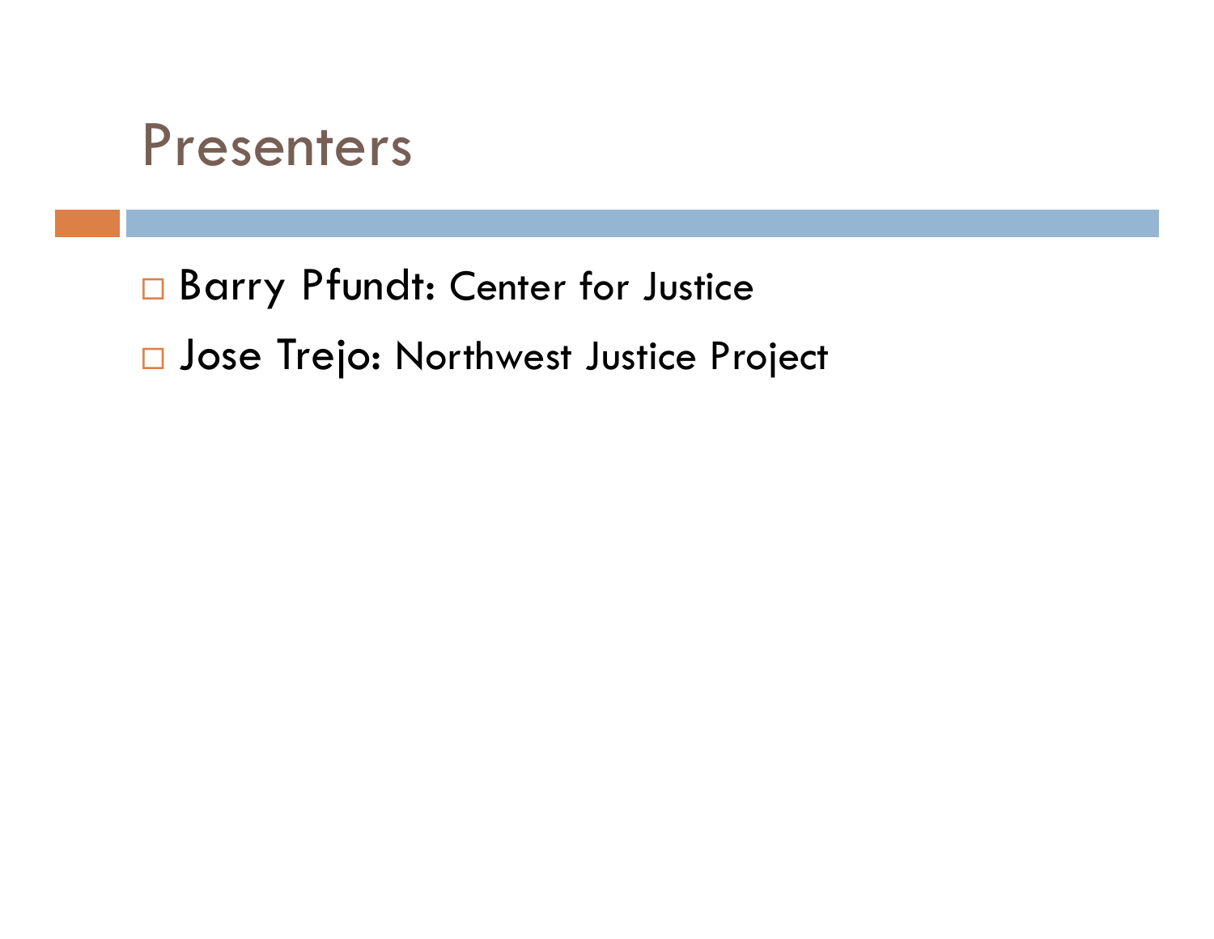# Presenters

- Barry Pfundt: Center for Justice
- Jose Trejo: Northwest Justice Project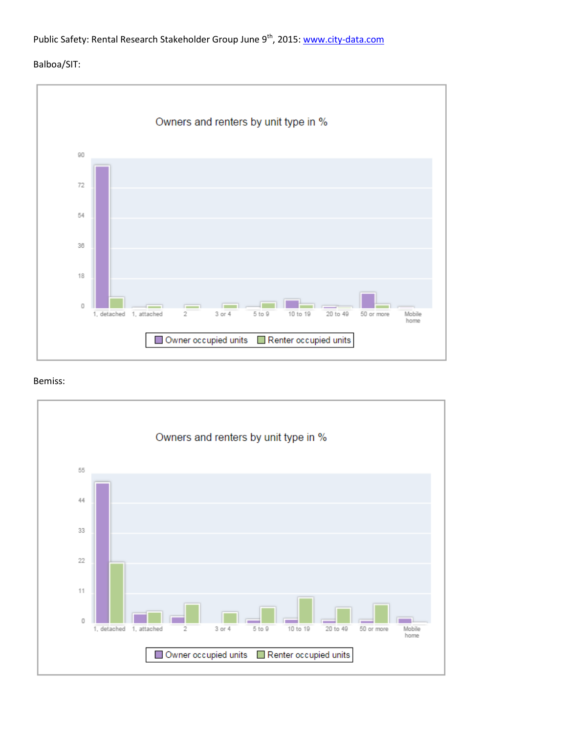Public Safety: Rental Research Stakeholder Group June 9th, 2015: www.city-data.com

Balboa/SIT:

Owners and renters by unit type in %

90
72
54
36
18
0

1, detached | 1, attached | 2 | 3 or 4 | 5 to 9 | 10 to 19 | 20 to 49 | 50 or more | Mobile home

Owner occupied units | Renter occupied units

Bemiss:

Owners and renters by unit type in %

55
44
33
22
11
0

1, detached | 1, attached | 2 | 3 or 4 | 5 to 9 | 10 to 19 | 20 to 49 | 50 or more | Mobile home

Owner occupied units | Renter occupied units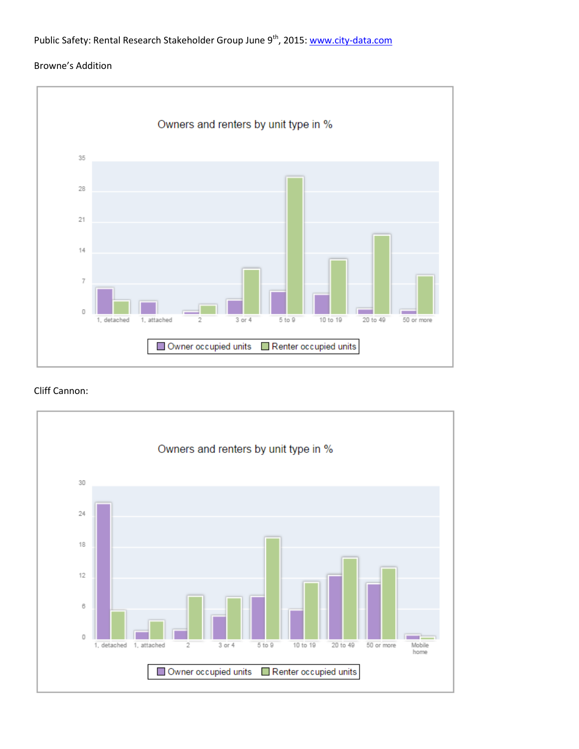Public Safety: Rental Research Stakeholder Group June 9th, 2015: www.city-data.com

Browne's Addition

Owners and renters by unit type in %

35
28
21
14
7
0

1, detached | 1, attached | 2 | 3 or 4 | 5 to 9 | 10 to 19 | 20 to 49 | 50 or more

Owner occupied units | Renter occupied units

Cliff Cannon:

Owners and renters by unit type in %

30
24
18
12
6
0

1, detached | 1, attached | 2 | 3 or 4 | 5 to 9 | 10 to 19 | 20 to 49 | 50 or more | Mobile home

Owner occupied units | Renter occupied units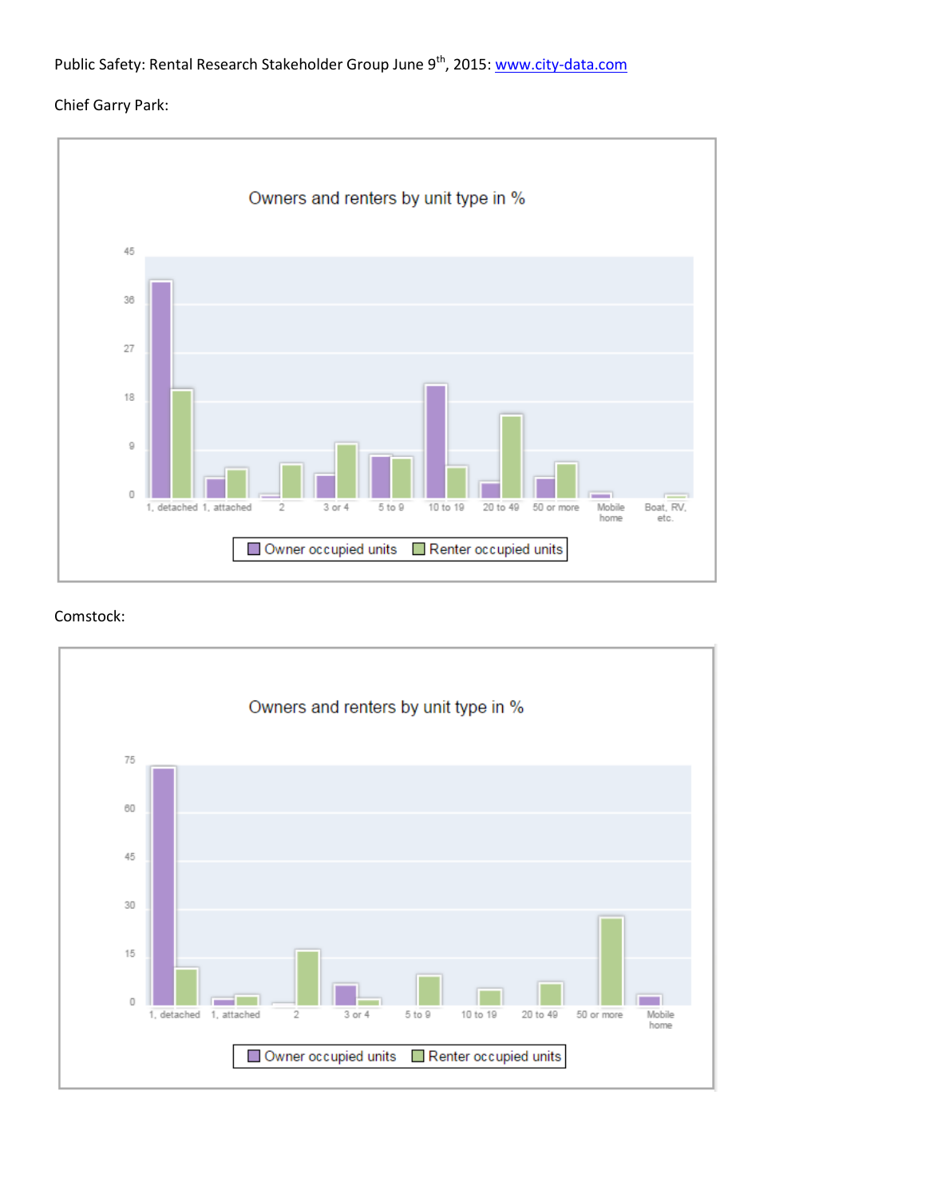Public Safety: Rental Research Stakeholder Group June 9th, 2015: [www.city-data.com](http://www.city-data.com)

Chief Garry Park:

Owners and renters by unit type in %

| Unit type | Owner occupied units | Renter occupied units |
|---|---|---|
| 1, detached | ~40 | ~20 |
| 1, attached | ~4 | ~5 |
| 2 | ~1 | ~6 |
| 3 or 4 | ~4 | ~10 |
| 5 to 9 | ~8 | ~7 |
| 10 to 19 | ~21 | ~6 |
| 20 to 49 | ~3 | ~15 |
| 50 or more | ~4 | ~6 |
| Mobile home | ~1 | |
| Boat, RV, etc. | | ~1 |

Comstock:

Owners and renters by unit type in %

| Unit type | Owner occupied units | Renter occupied units |
|---|---|---|
| 1, detached | ~73 | ~11 |
| 1, attached | ~2 | ~3 |
| 2 | ~1 | ~17 |
| 3 or 4 | ~6 | ~2 |
| 5 to 9 | | ~9 |
| 10 to 19 | | ~5 |
| 20 to 49 | | ~7 |
| 50 or more | | ~27 |
| Mobile home | ~3 | |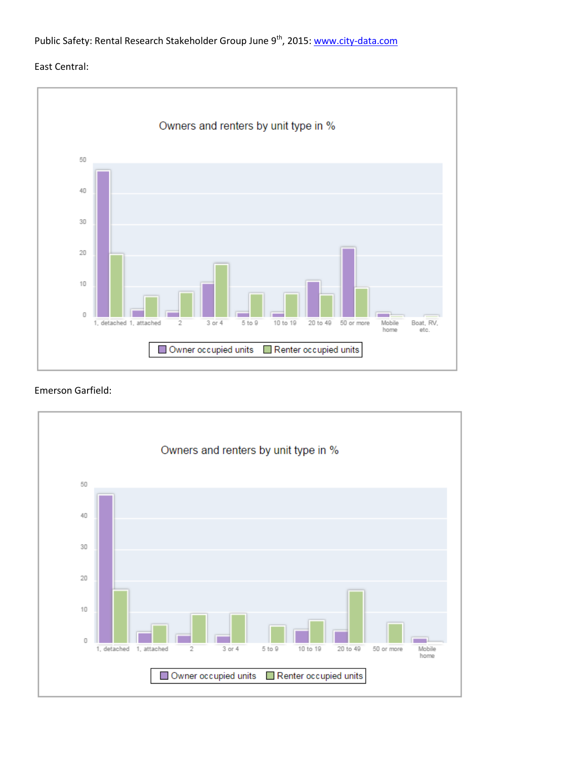Public Safety: Rental Research Stakeholder Group June 9th, 2015: www.city-data.com

East Central:

Owners and renters by unit type in %

Emerson Garfield:

Owners and renters by unit type in %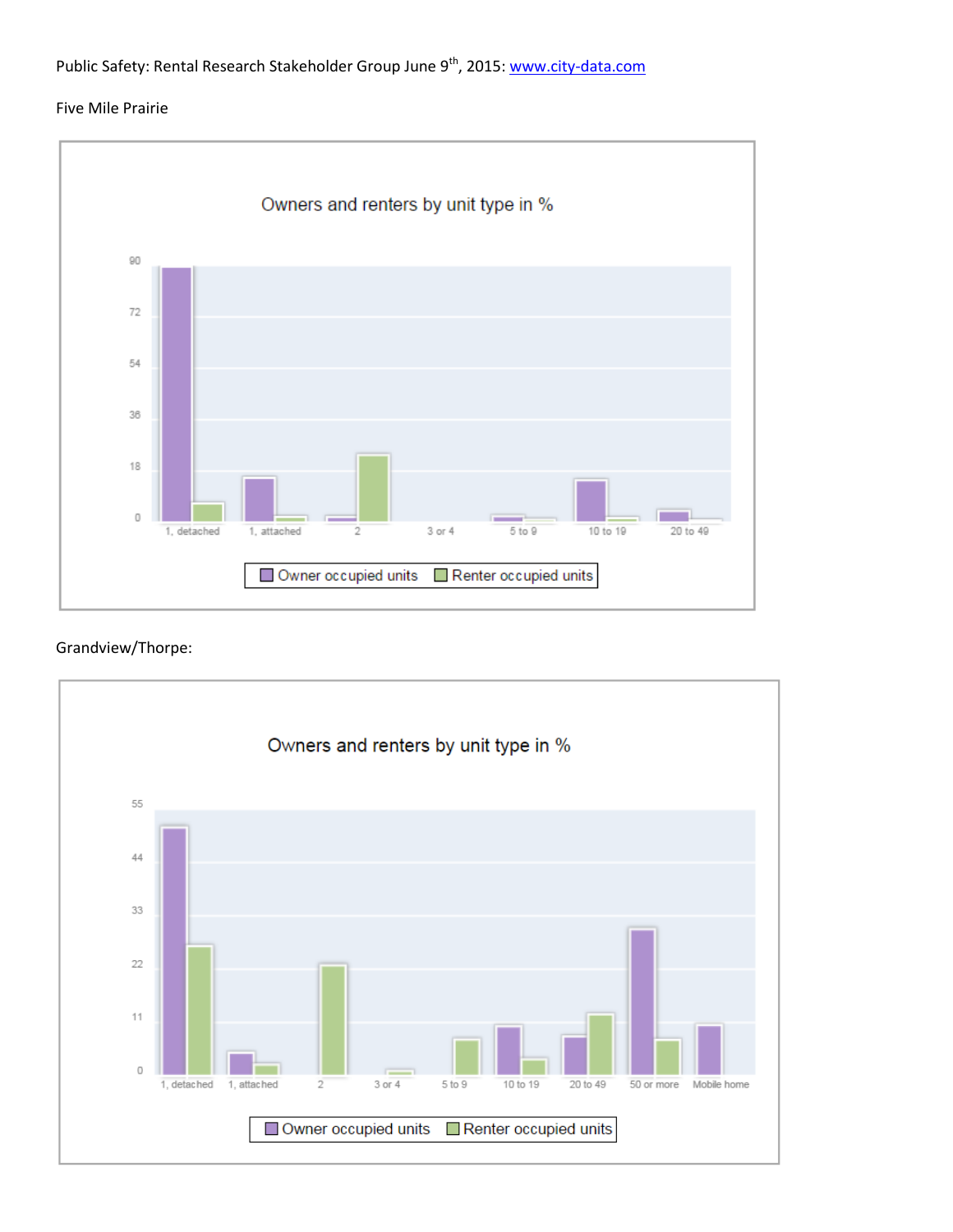Public Safety: Rental Research Stakeholder Group June 9th, 2015: [www.city-data.com](http://www.city-data.com)

Five Mile Prairie

Owners and renters by unit type in %

90
72
54
36
18
0

1, detached | 1, attached | 2 | 3 or 4 | 5 to 9 | 10 to 19 | 20 to 49

Owner occupied units | Renter occupied units

Grandview/Thorpe:

Owners and renters by unit type in %

55
44
33
22
11
0

1, detached | 1, attached | 2 | 3 or 4 | 5 to 9 | 10 to 19 | 20 to 49 | 50 or more | Mobile home

Owner occupied units | Renter occupied units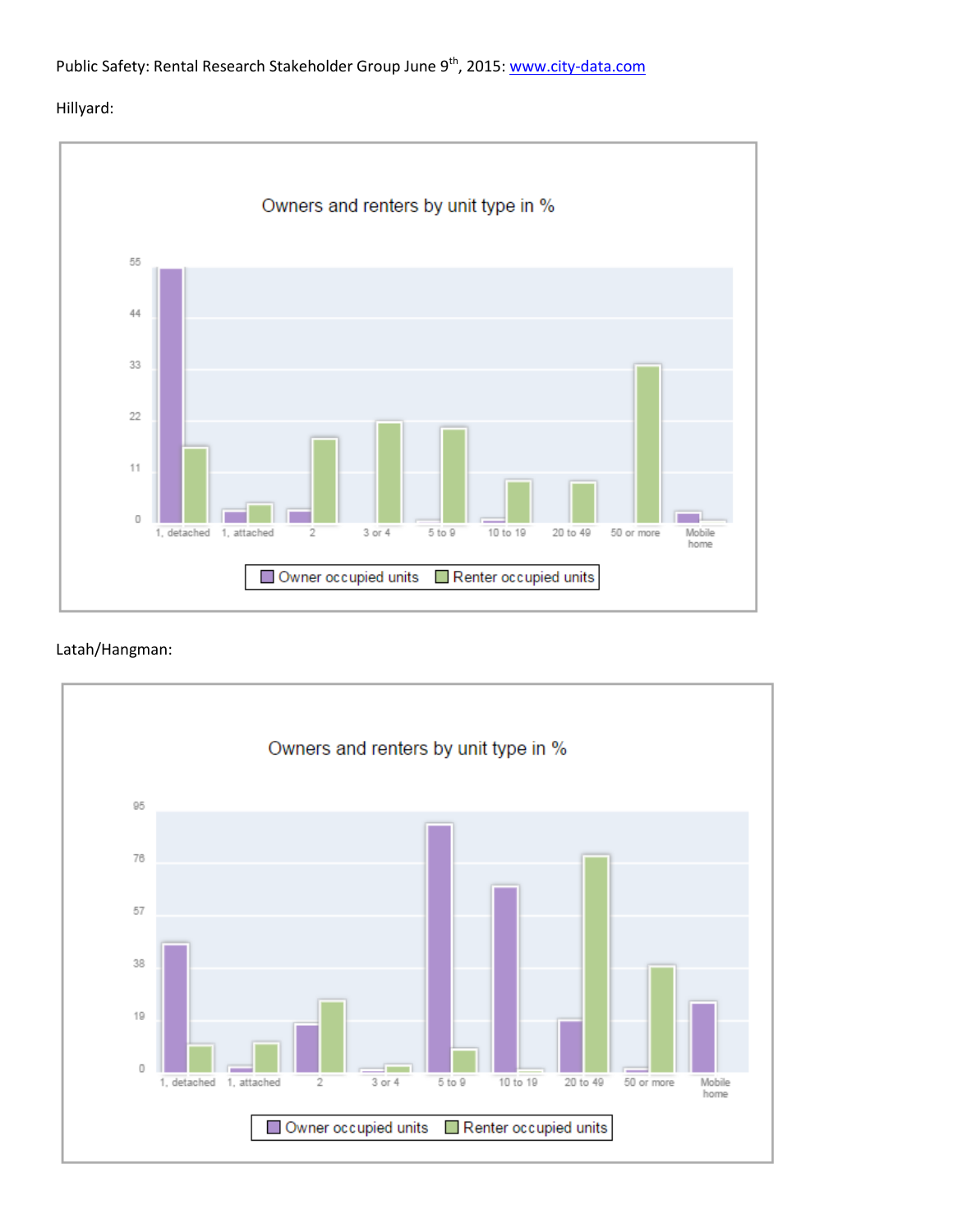Public Safety: Rental Research Stakeholder Group June 9th, 2015: www.city-data.com

Hillyard:

Owners and renters by unit type in %

55
44
33
22
11
0

1, detached 1, attached 2 3 or 4 5 to 9 10 to 19 20 to 49 50 or more Mobile home

Owner occupied units Renter occupied units

Latah/Hangman:

Owners and renters by unit type in %

95
76
57
38
19
0

1, detached 1, attached 2 3 or 4 5 to 9 10 to 19 20 to 49 50 or more Mobile home

Owner occupied units Renter occupied units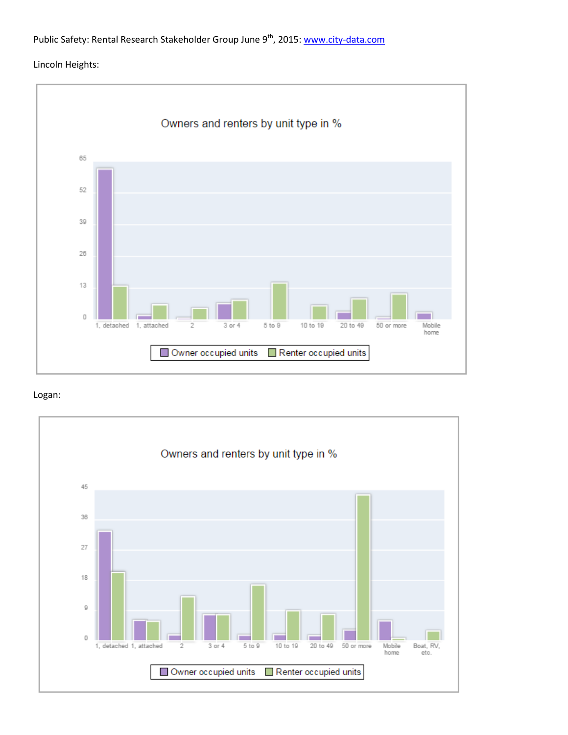Public Safety: Rental Research Stakeholder Group June 9th, 2015: www.city-data.com

Lincoln Heights:

Owners and renters by unit type in %

65
52
39
26
13
0

1, detached | 1, attached | 2 | 3 or 4 | 5 to 9 | 10 to 19 | 20 to 49 | 50 or more | Mobile home

Owner occupied units | Renter occupied units

Logan:

Owners and renters by unit type in %

45
36
27
18
9
0

1, detached | 1, attached | 2 | 3 or 4 | 5 to 9 | 10 to 19 | 20 to 49 | 50 or more | Mobile home | Boat, RV, etc.

Owner occupied units | Renter occupied units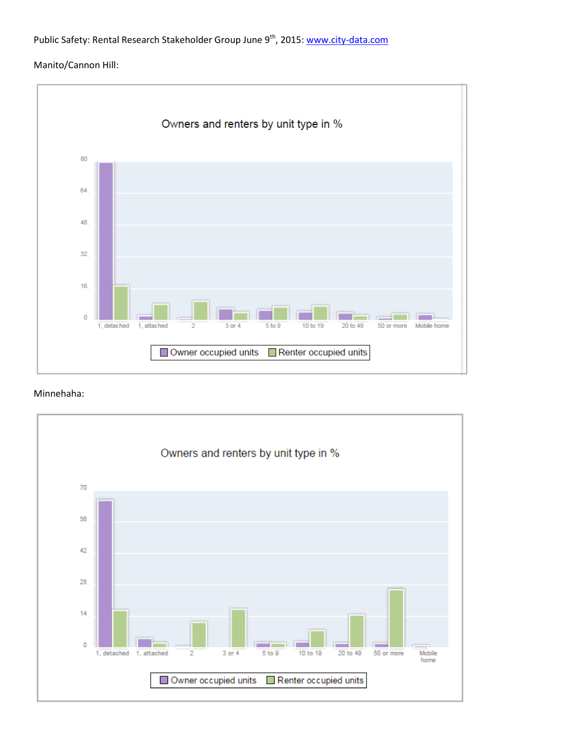Public Safety: Rental Research Stakeholder Group June 9th, 2015: www.city-data.com

Manito/Cannon Hill:

Owners and renters by unit type in %

80
64
48
32
16
0

1, detached | 1, attached | 2 | 3 or 4 | 5 to 9 | 10 to 19 | 20 to 49 | 50 or more | Mobile home

Owner occupied units   Renter occupied units

Minnehaha:

Owners and renters by unit type in %

70
56
42
28
14
0

1, detached | 1, attached | 2 | 3 or 4 | 5 to 9 | 10 to 19 | 20 to 49 | 50 or more | Mobile home

Owner occupied units   Renter occupied units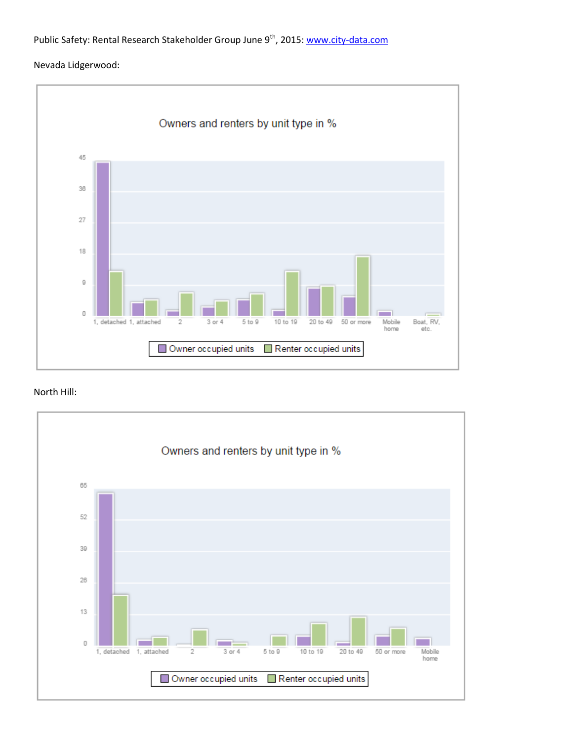Public Safety: Rental Research Stakeholder Group June 9th, 2015: www.city-data.com

Nevada Lidgerwood:

Owners and renters by unit type in %

45

36

27

18

9

0

1, detached 1, attached 2 3 or 4 5 to 9 10 to 19 20 to 49 50 or more Mobile home Boat, RV, etc.

Owner occupied units Renter occupied units

North Hill:

Owners and renters by unit type in %

65

52

39

26

13

0

1, detached 1, attached 2 3 or 4 5 to 9 10 to 19 20 to 49 50 or more Mobile home

Owner occupied units Renter occupied units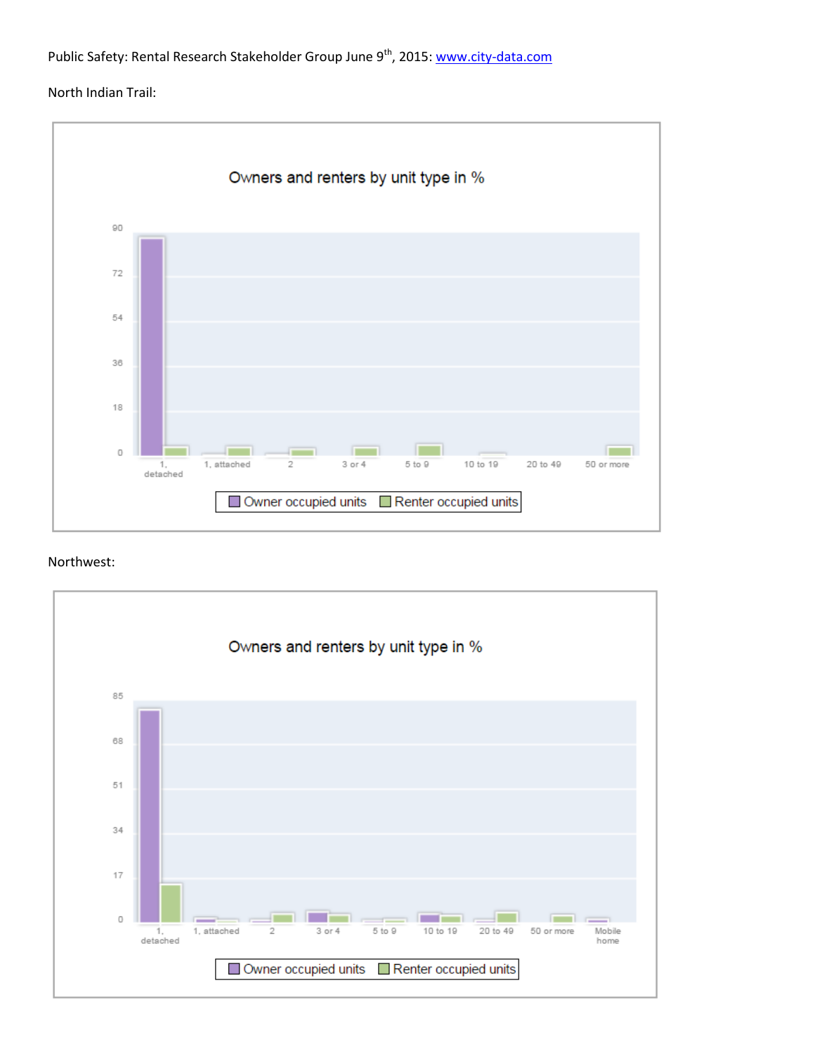Public Safety: Rental Research Stakeholder Group June 9th, 2015: www.city-data.com

North Indian Trail:

Owners and renters by unit type in %

90
72
54
36
18
0

1, detached | 1, attached | 2 | 3 or 4 | 5 to 9 | 10 to 19 | 20 to 49 | 50 or more

Owner occupied units | Renter occupied units

Northwest:

Owners and renters by unit type in %

85
68
51
34
17
0

1, detached | 1, attached | 2 | 3 or 4 | 5 to 9 | 10 to 19 | 20 to 49 | 50 or more | Mobile home

Owner occupied units | Renter occupied units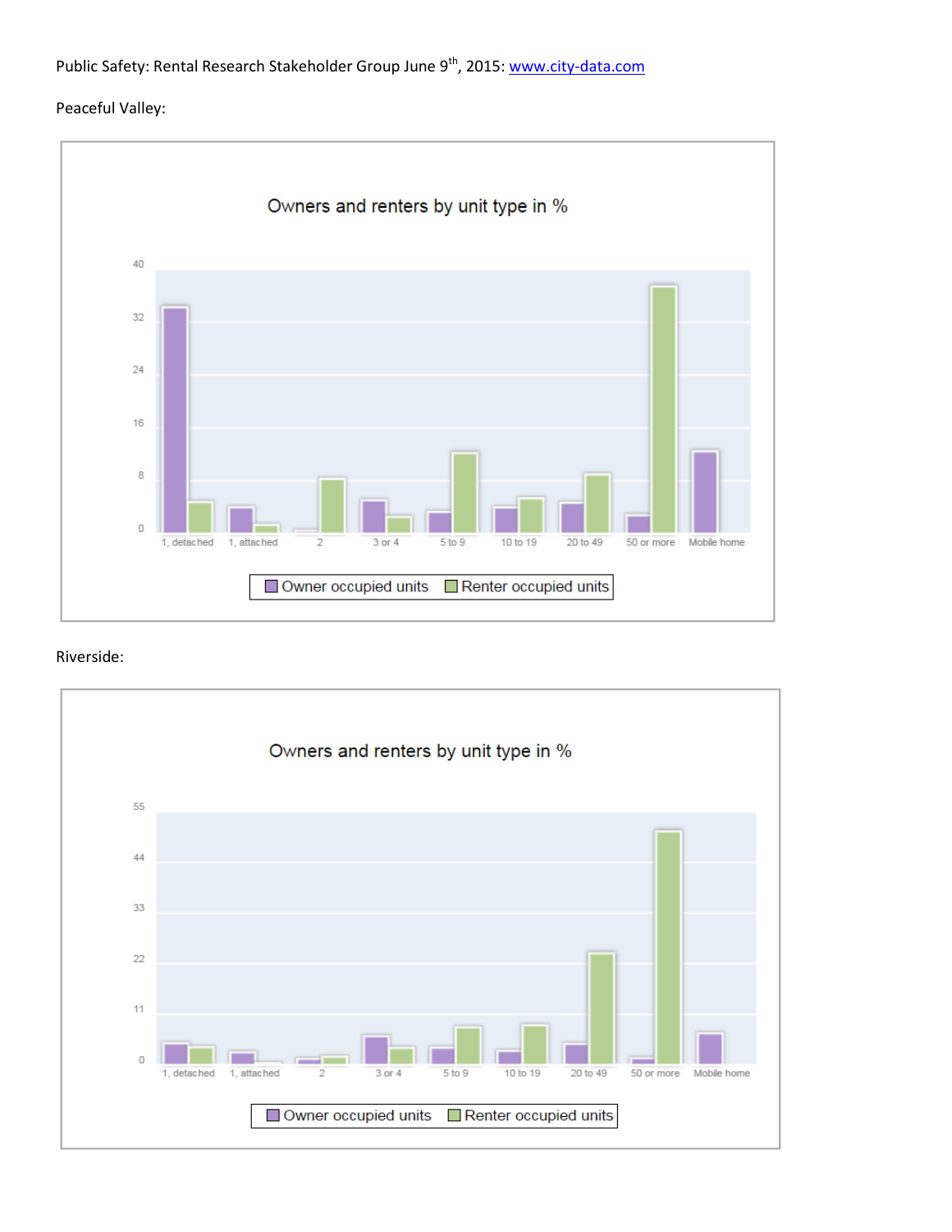Public Safety: Rental Research Stakeholder Group June 9th, 2015: www.city-data.com

Peaceful Valley:

Owners and renters by unit type in %

40
32
24
16
8
0

1, detached | 1, attached | 2 | 3 or 4 | 5 to 9 | 10 to 19 | 20 to 49 | 50 or more | Mobile home

Owner occupied units | Renter occupied units

Riverside:

Owners and renters by unit type in %

55
44
33
22
11
0

1, detached | 1, attached | 2 | 3 or 4 | 5 to 9 | 10 to 19 | 20 to 49 | 50 or more | Mobile home

Owner occupied units | Renter occupied units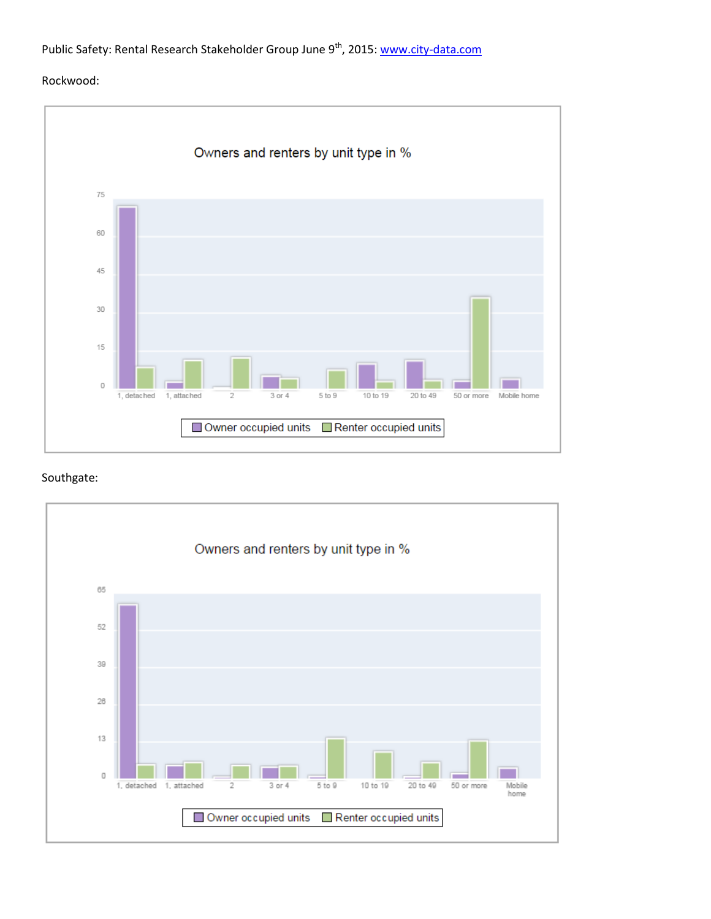Public Safety: Rental Research Stakeholder Group June 9th, 2015: [www.city-data.com](http://www.city-data.com)

Rockwood:

Owners and renters by unit type in %

Owner occupied units | Renter occupied units

Southgate:

Owners and renters by unit type in %

Owner occupied units | Renter occupied units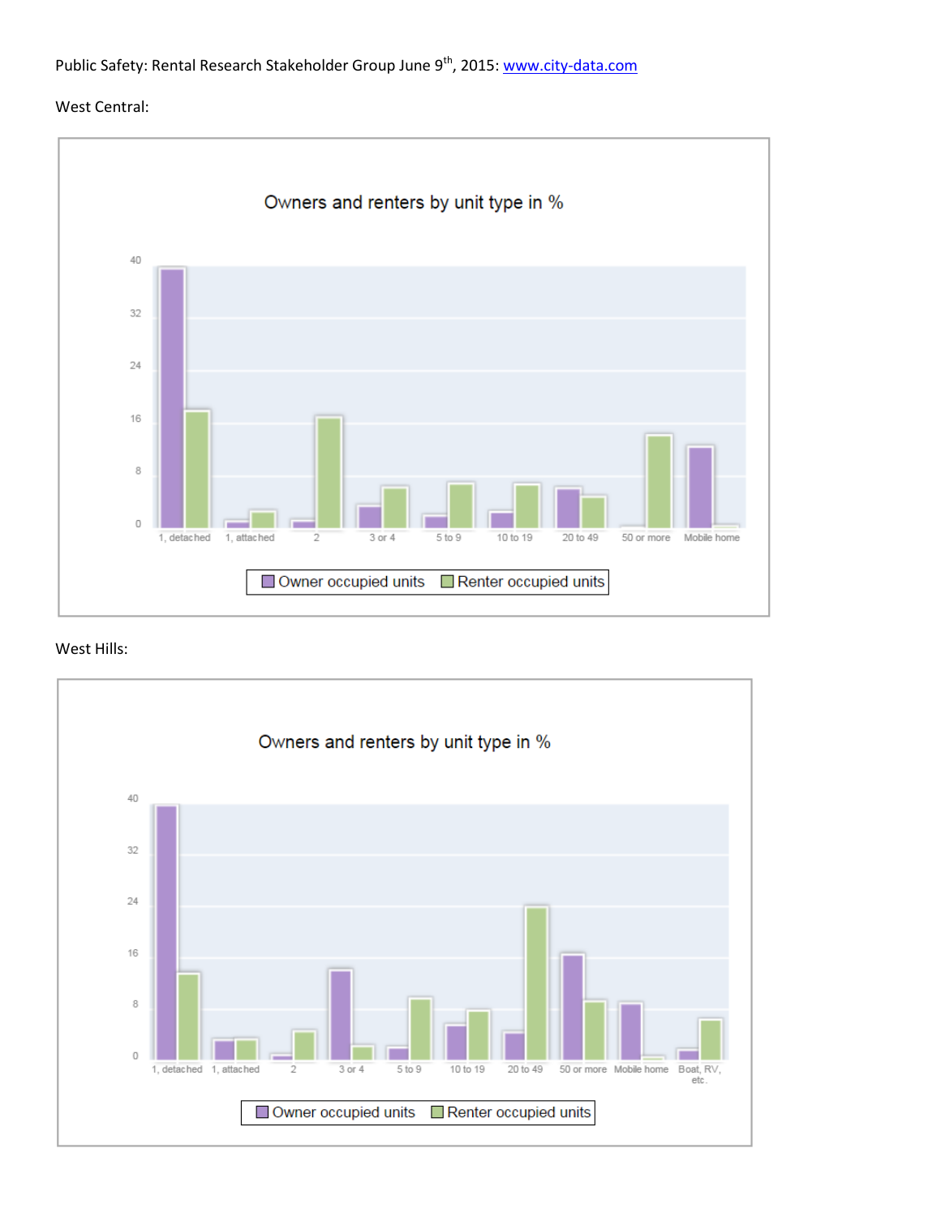Public Safety: Rental Research Stakeholder Group June 9th, 2015: www.city-data.com

West Central:

Owners and renters by unit type in %

| Unit type | Owner occupied units | Renter occupied units |
|---|---|---|
| 1, detached | ~40 | ~18 |
| 1, attached | ~1 | ~2.5 |
| 2 | ~1 | ~17 |
| 3 or 4 | ~3.5 | ~6.5 |
| 5 to 9 | ~2 | ~7 |
| 10 to 19 | ~2.5 | ~7 |
| 20 to 49 | ~6 | ~5 |
| 50 or more | ~0 | ~14 |
| Mobile home | ~12.5 | ~0.5 |

Owner occupied units    Renter occupied units

West Hills:

Owners and renters by unit type in %

| Unit type | Owner occupied units | Renter occupied units |
|---|---|---|
| 1, detached | ~40 | ~13.5 |
| 1, attached | ~3 | ~3 |
| 2 | ~0.5 | ~4.5 |
| 3 or 4 | ~14 | ~2 |
| 5 to 9 | ~2 | ~9.5 |
| 10 to 19 | ~5.5 | ~7.5 |
| 20 to 49 | ~4.5 | ~24 |
| 50 or more | ~16.5 | ~9 |
| Mobile home | ~9 | ~0.5 |
| Boat, RV, etc. | ~1.5 | ~6.5 |

Owner occupied units    Renter occupied units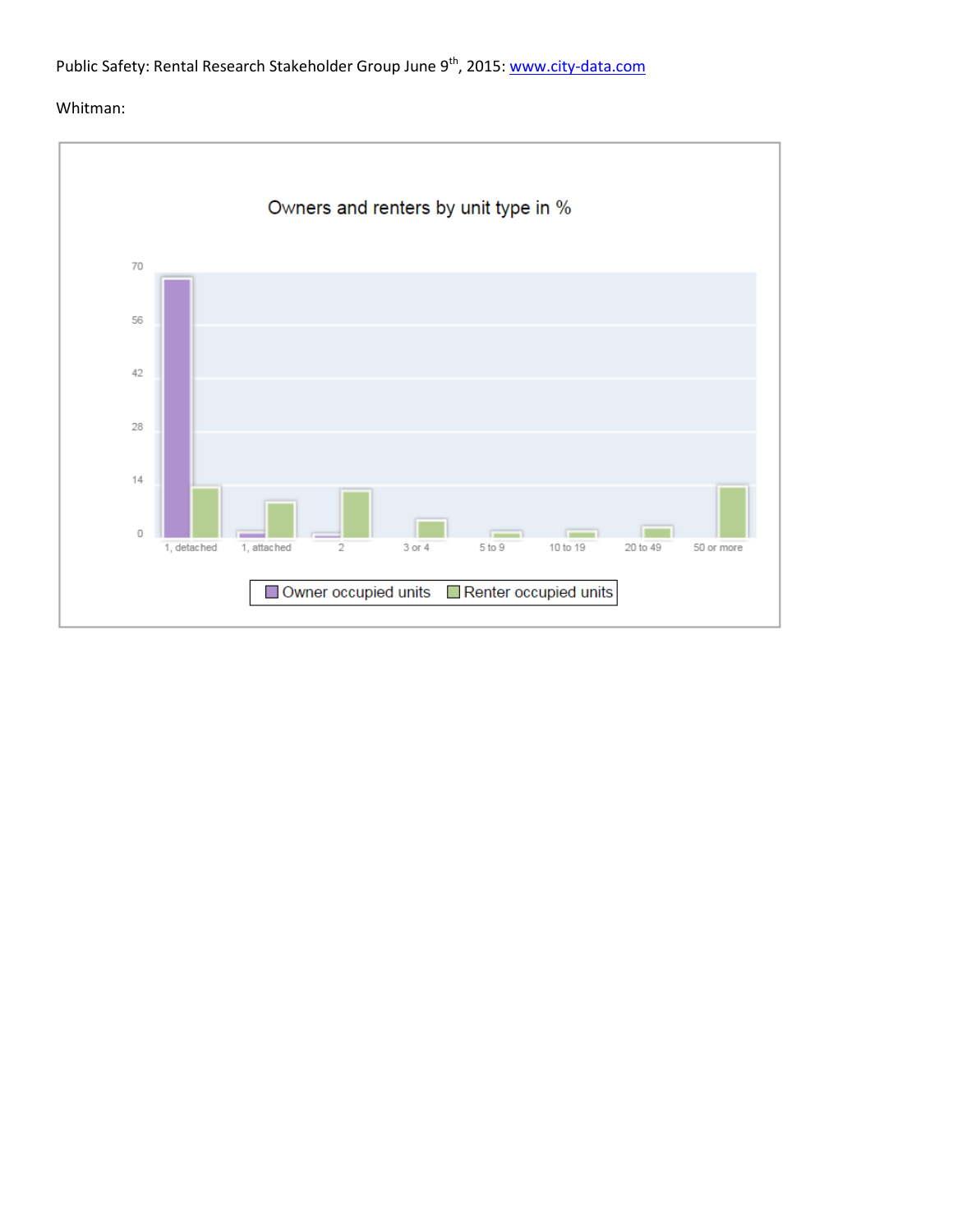Public Safety: Rental Research Stakeholder Group June 9th, 2015: www.city-data.com

Whitman:

Owners and renters by unit type in %

70

56

42

28

14

0

1, detached

1, attached

2

3 or 4

5 to 9

10 to 19

20 to 49

50 or more

Owner occupied units

Renter occupied units